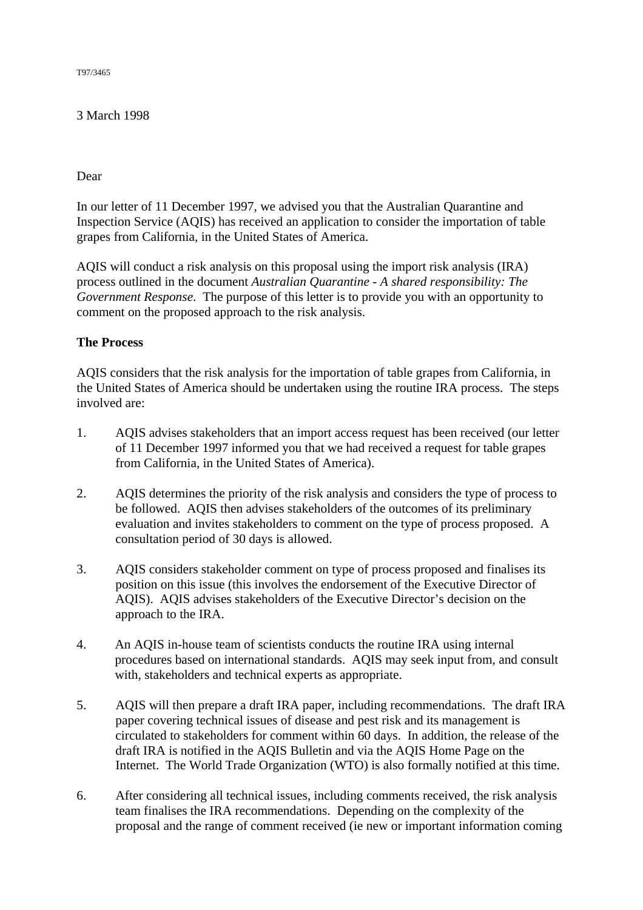T97/3465

3 March 1998

Dear

In our letter of 11 December 1997, we advised you that the Australian Quarantine and Inspection Service (AQIS) has received an application to consider the importation of table grapes from California, in the United States of America.

AQIS will conduct a risk analysis on this proposal using the import risk analysis (IRA) process outlined in the document *Australian Quarantine - A shared responsibility: The Government Response*. The purpose of this letter is to provide you with an opportunity to comment on the proposed approach to the risk analysis.

**The Process**

AQIS considers that the risk analysis for the importation of table grapes from California, in the United States of America should be undertaken using the routine IRA process. The steps involved are:

1. AQIS advises stakeholders that an import access request has been received (our letter of 11 December 1997 informed you that we had received a request for table grapes from California, in the United States of America).

2. AQIS determines the priority of the risk analysis and considers the type of process to be followed. AQIS then advises stakeholders of the outcomes of its preliminary evaluation and invites stakeholders to comment on the type of process proposed. A consultation period of 30 days is allowed.

3. AQIS considers stakeholder comment on type of process proposed and finalises its position on this issue (this involves the endorsement of the Executive Director of AQIS). AQIS advises stakeholders of the Executive Director's decision on the approach to the IRA.

4. An AQIS in-house team of scientists conducts the routine IRA using internal procedures based on international standards. AQIS may seek input from, and consult with, stakeholders and technical experts as appropriate.

5. AQIS will then prepare a draft IRA paper, including recommendations. The draft IRA paper covering technical issues of disease and pest risk and its management is circulated to stakeholders for comment within 60 days. In addition, the release of the draft IRA is notified in the AQIS Bulletin and via the AQIS Home Page on the Internet. The World Trade Organization (WTO) is also formally notified at this time.

6. After considering all technical issues, including comments received, the risk analysis team finalises the IRA recommendations. Depending on the complexity of the proposal and the range of comment received (ie new or important information coming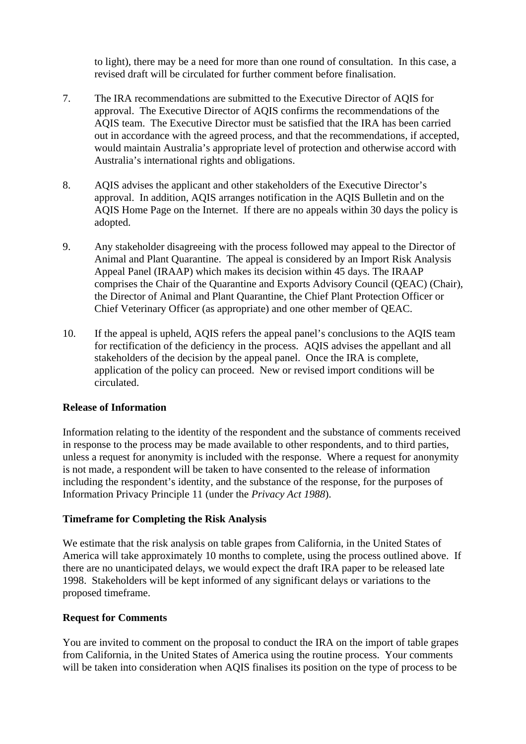to light), there may be a need for more than one round of consultation. In this case, a revised draft will be circulated for further comment before finalisation.

7. The IRA recommendations are submitted to the Executive Director of AQIS for approval. The Executive Director of AQIS confirms the recommendations of the AQIS team. The Executive Director must be satisfied that the IRA has been carried out in accordance with the agreed process, and that the recommendations, if accepted, would maintain Australia's appropriate level of protection and otherwise accord with Australia's international rights and obligations.

8. AQIS advises the applicant and other stakeholders of the Executive Director's approval. In addition, AQIS arranges notification in the AQIS Bulletin and on the AQIS Home Page on the Internet. If there are no appeals within 30 days the policy is adopted.

9. Any stakeholder disagreeing with the process followed may appeal to the Director of Animal and Plant Quarantine. The appeal is considered by an Import Risk Analysis Appeal Panel (IRAAP) which makes its decision within 45 days. The IRAAP comprises the Chair of the Quarantine and Exports Advisory Council (QEAC) (Chair), the Director of Animal and Plant Quarantine, the Chief Plant Protection Officer or Chief Veterinary Officer (as appropriate) and one other member of QEAC.

10. If the appeal is upheld, AQIS refers the appeal panel's conclusions to the AQIS team for rectification of the deficiency in the process. AQIS advises the appellant and all stakeholders of the decision by the appeal panel. Once the IRA is complete, application of the policy can proceed. New or revised import conditions will be circulated.

**Release of Information**

Information relating to the identity of the respondent and the substance of comments received in response to the process may be made available to other respondents, and to third parties, unless a request for anonymity is included with the response. Where a request for anonymity is not made, a respondent will be taken to have consented to the release of information including the respondent's identity, and the substance of the response, for the purposes of Information Privacy Principle 11 (under the *Privacy Act 1988*).

**Timeframe for Completing the Risk Analysis**

We estimate that the risk analysis on table grapes from California, in the United States of America will take approximately 10 months to complete, using the process outlined above. If there are no unanticipated delays, we would expect the draft IRA paper to be released late 1998. Stakeholders will be kept informed of any significant delays or variations to the proposed timeframe.

**Request for Comments**

You are invited to comment on the proposal to conduct the IRA on the import of table grapes from California, in the United States of America using the routine process. Your comments will be taken into consideration when AQIS finalises its position on the type of process to be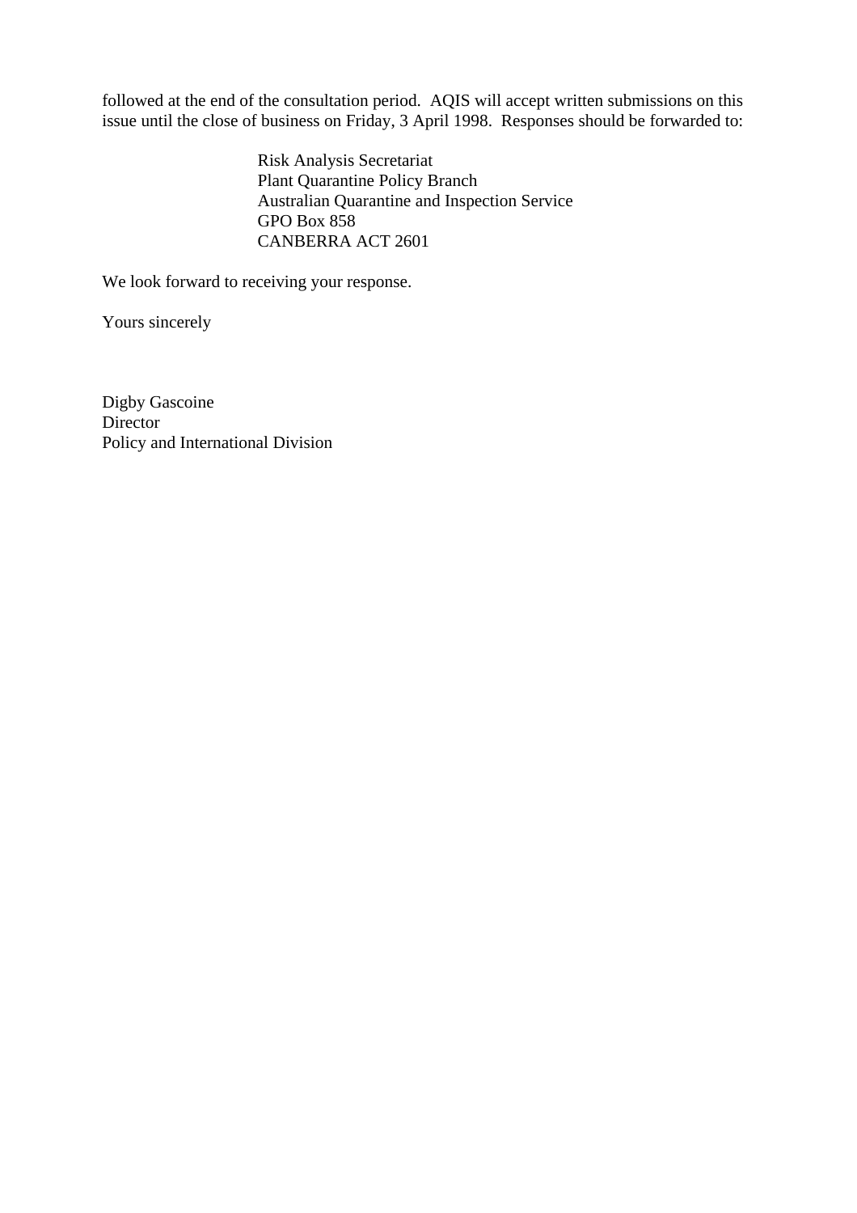followed at the end of the consultation period. AQIS will accept written submissions on this issue until the close of business on Friday, 3 April 1998. Responses should be forwarded to:

Risk Analysis Secretariat
Plant Quarantine Policy Branch
Australian Quarantine and Inspection Service
GPO Box 858
CANBERRA ACT 2601

We look forward to receiving your response.

Yours sincerely

Digby Gascoine
Director
Policy and International Division